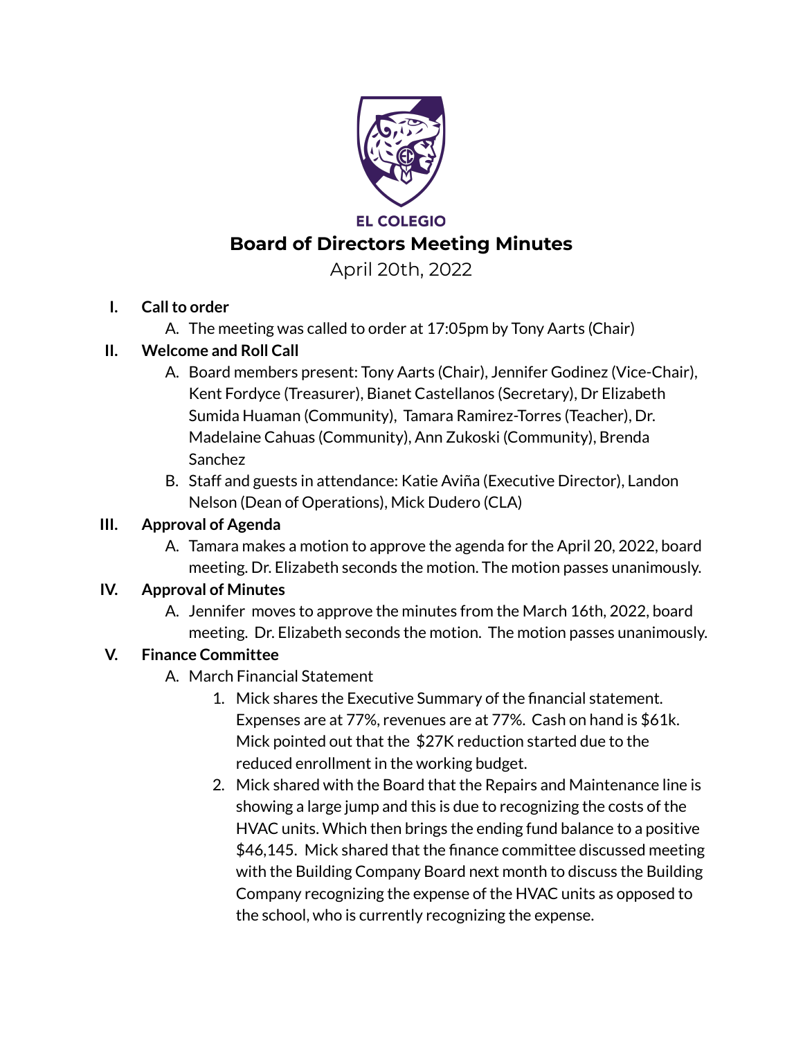EL COLEGIO

# Board of Directors Meeting Minutes

April 20th, 2022

I. **Call to order**
   A. The meeting was called to order at 17:05pm by Tony Aarts (Chair)

II. **Welcome and Roll Call**
   A. Board members present: Tony Aarts (Chair), Jennifer Godinez (Vice-Chair), Kent Fordyce (Treasurer), Bianet Castellanos (Secretary), Dr Elizabeth Sumida Huaman (Community), Tamara Ramirez-Torres (Teacher), Dr. Madelaine Cahuas (Community), Ann Zukoski (Community), Brenda Sanchez
   B. Staff and guests in attendance: Katie Aviña (Executive Director), Landon Nelson (Dean of Operations), Mick Dudero (CLA)

III. **Approval of Agenda**
   A. Tamara makes a motion to approve the agenda for the April 20, 2022, board meeting. Dr. Elizabeth seconds the motion. The motion passes unanimously.

IV. **Approval of Minutes**
   A. Jennifer moves to approve the minutes from the March 16th, 2022, board meeting. Dr. Elizabeth seconds the motion. The motion passes unanimously.

V. **Finance Committee**
   A. March Financial Statement
      1. Mick shares the Executive Summary of the financial statement. Expenses are at 77%, revenues are at 77%. Cash on hand is $61k. Mick pointed out that the $27K reduction started due to the reduced enrollment in the working budget.
      2. Mick shared with the Board that the Repairs and Maintenance line is showing a large jump and this is due to recognizing the costs of the HVAC units. Which then brings the ending fund balance to a positive $46,145. Mick shared that the finance committee discussed meeting with the Building Company Board next month to discuss the Building Company recognizing the expense of the HVAC units as opposed to the school, who is currently recognizing the expense.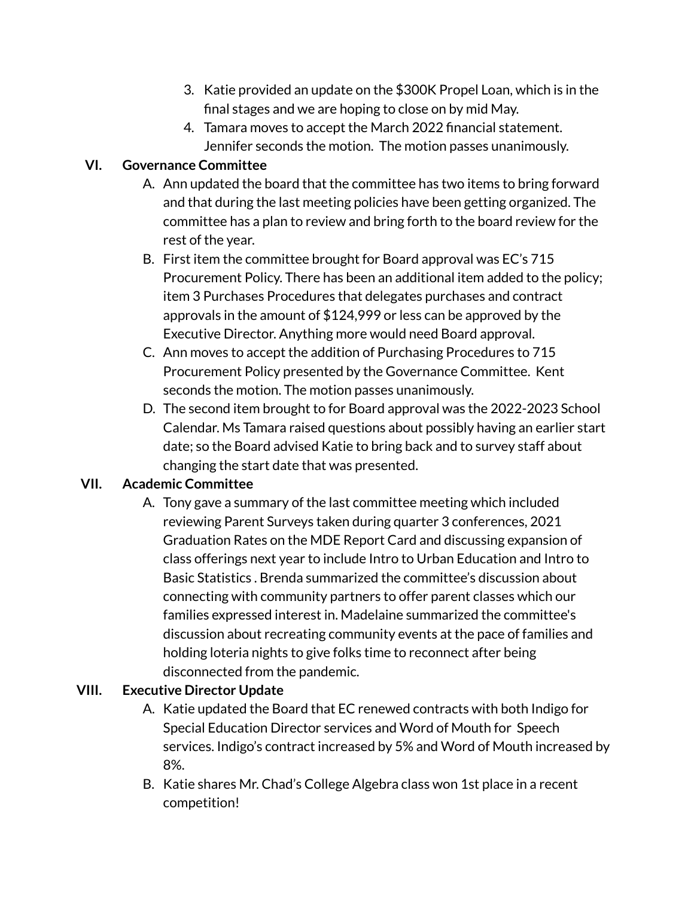3. Katie provided an update on the $300K Propel Loan, which is in the final stages and we are hoping to close on by mid May.
4. Tamara moves to accept the March 2022 financial statement. Jennifer seconds the motion. The motion passes unanimously.

VI. **Governance Committee**

A. Ann updated the board that the committee has two items to bring forward and that during the last meeting policies have been getting organized. The committee has a plan to review and bring forth to the board review for the rest of the year.

B. First item the committee brought for Board approval was EC's 715 Procurement Policy. There has been an additional item added to the policy; item 3 Purchases Procedures that delegates purchases and contract approvals in the amount of $124,999 or less can be approved by the Executive Director. Anything more would need Board approval.

C. Ann moves to accept the addition of Purchasing Procedures to 715 Procurement Policy presented by the Governance Committee. Kent seconds the motion. The motion passes unanimously.

D. The second item brought to for Board approval was the 2022-2023 School Calendar. Ms Tamara raised questions about possibly having an earlier start date; so the Board advised Katie to bring back and to survey staff about changing the start date that was presented.

VII. **Academic Committee**

A. Tony gave a summary of the last committee meeting which included reviewing Parent Surveys taken during quarter 3 conferences, 2021 Graduation Rates on the MDE Report Card and discussing expansion of class offerings next year to include Intro to Urban Education and Intro to Basic Statistics . Brenda summarized the committee's discussion about connecting with community partners to offer parent classes which our families expressed interest in. Madelaine summarized the committee's discussion about recreating community events at the pace of families and holding loteria nights to give folks time to reconnect after being disconnected from the pandemic.

VIII. **Executive Director Update**

A. Katie updated the Board that EC renewed contracts with both Indigo for Special Education Director services and Word of Mouth for Speech services. Indigo's contract increased by 5% and Word of Mouth increased by 8%.

B. Katie shares Mr. Chad's College Algebra class won 1st place in a recent competition!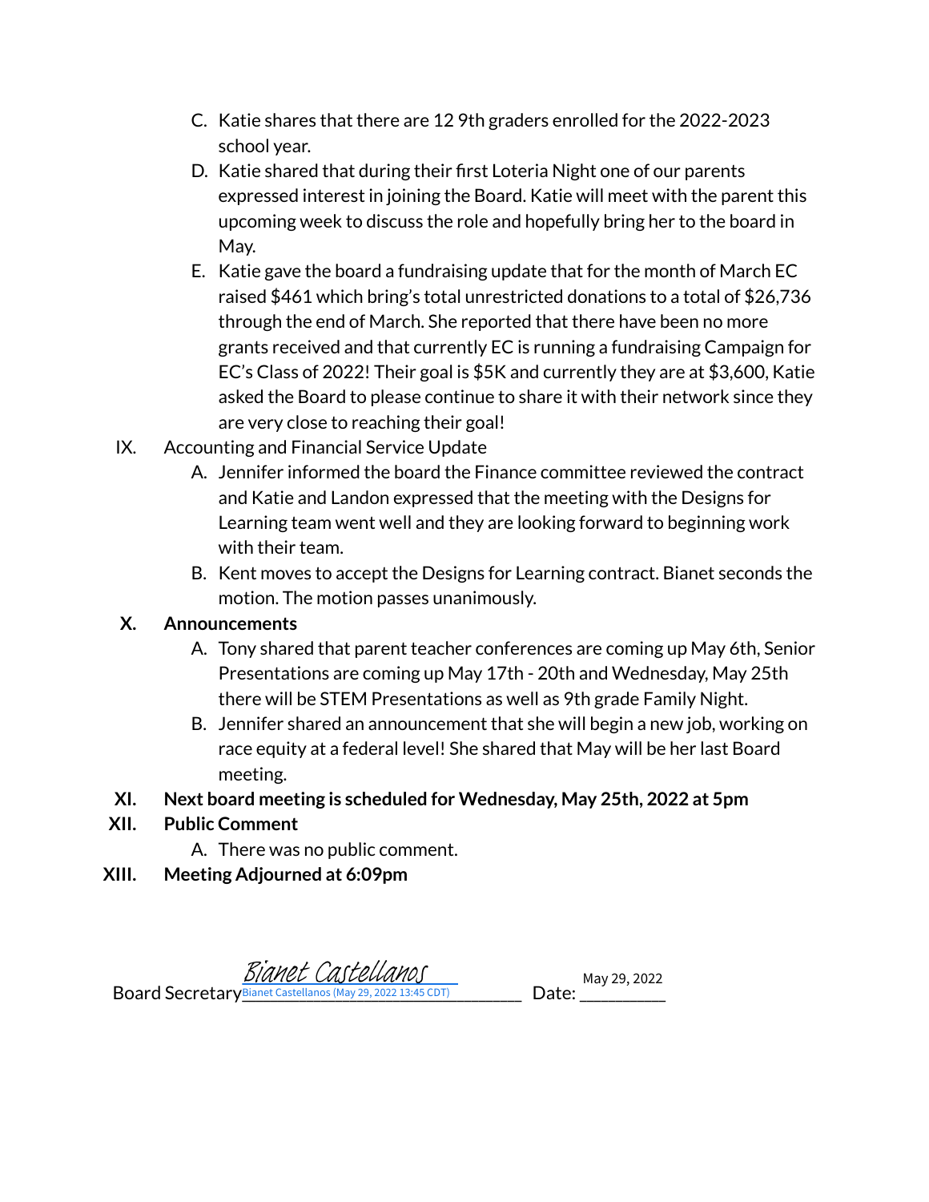C. Katie shares that there are 12 9th graders enrolled for the 2022-2023 school year.

D. Katie shared that during their first Loteria Night one of our parents expressed interest in joining the Board. Katie will meet with the parent this upcoming week to discuss the role and hopefully bring her to the board in May.

E. Katie gave the board a fundraising update that for the month of March EC raised $461 which bring's total unrestricted donations to a total of $26,736 through the end of March. She reported that there have been no more grants received and that currently EC is running a fundraising Campaign for EC's Class of 2022! Their goal is $5K and currently they are at $3,600, Katie asked the Board to please continue to share it with their network since they are very close to reaching their goal!

IX. Accounting and Financial Service Update

A. Jennifer informed the board the Finance committee reviewed the contract and Katie and Landon expressed that the meeting with the Designs for Learning team went well and they are looking forward to beginning work with their team.

B. Kent moves to accept the Designs for Learning contract. Bianet seconds the motion. The motion passes unanimously.

**X. Announcements**

A. Tony shared that parent teacher conferences are coming up May 6th, Senior Presentations are coming up May 17th - 20th and Wednesday, May 25th there will be STEM Presentations as well as 9th grade Family Night.

B. Jennifer shared an announcement that she will begin a new job, working on race equity at a federal level! She shared that May will be her last Board meeting.

**XI. Next board meeting is scheduled for Wednesday, May 25th, 2022 at 5pm**

**XII. Public Comment**

A. There was no public comment.

**XIII. Meeting Adjourned at 6:09pm**

Board Secretary Bianet Castellanos
Bianet Castellanos (May 29, 2022 13:45 CDT)

Date: May 29, 2022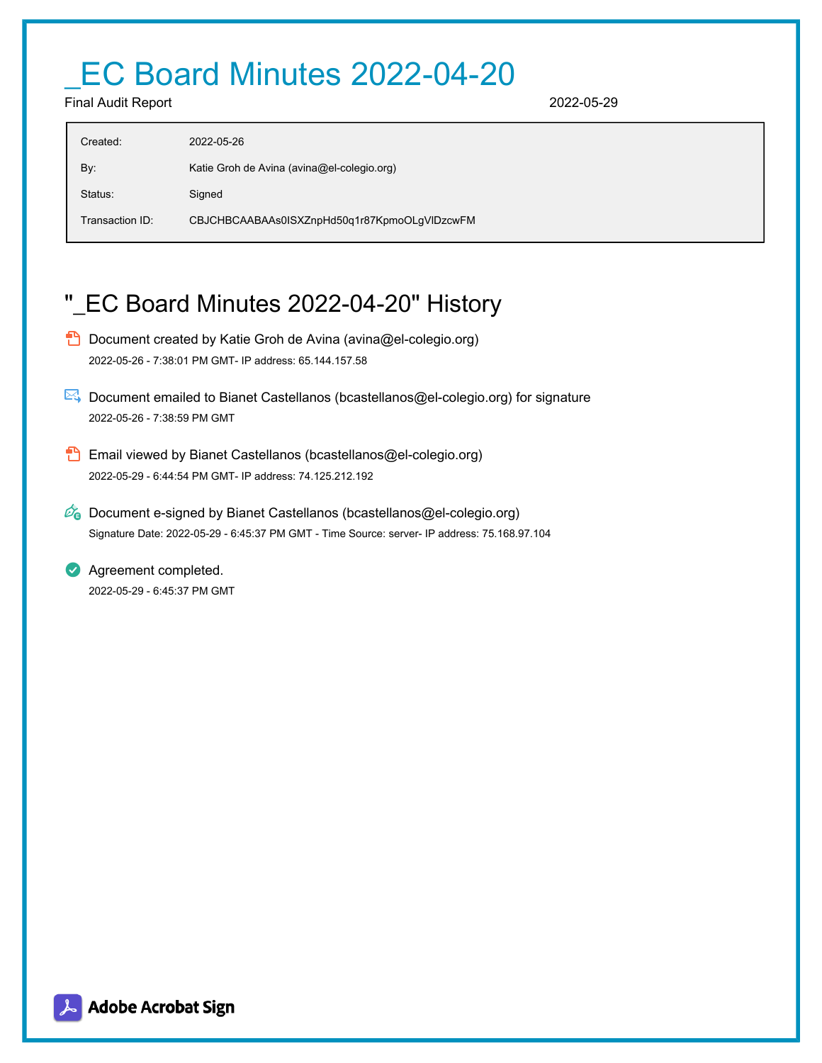# _EC Board Minutes 2022-04-20

Final Audit Report 2022-05-29

| | |
|---|---|
| Created: | 2022-05-26 |
| By: | Katie Groh de Avina (avina@el-colegio.org) |
| Status: | Signed |
| Transaction ID: | CBJCHBCAABAAs0ISXZnpHd50q1r87KpmoOLgVlDzcwFM |

## "_EC Board Minutes 2022-04-20" History

Document created by Katie Groh de Avina (avina@el-colegio.org)
2022-05-26 - 7:38:01 PM GMT- IP address: 65.144.157.58

Document emailed to Bianet Castellanos (bcastellanos@el-colegio.org) for signature
2022-05-26 - 7:38:59 PM GMT

Email viewed by Bianet Castellanos (bcastellanos@el-colegio.org)
2022-05-29 - 6:44:54 PM GMT- IP address: 74.125.212.192

Document e-signed by Bianet Castellanos (bcastellanos@el-colegio.org)
Signature Date: 2022-05-29 - 6:45:37 PM GMT - Time Source: server- IP address: 75.168.97.104

Agreement completed.
2022-05-29 - 6:45:37 PM GMT

Adobe Acrobat Sign